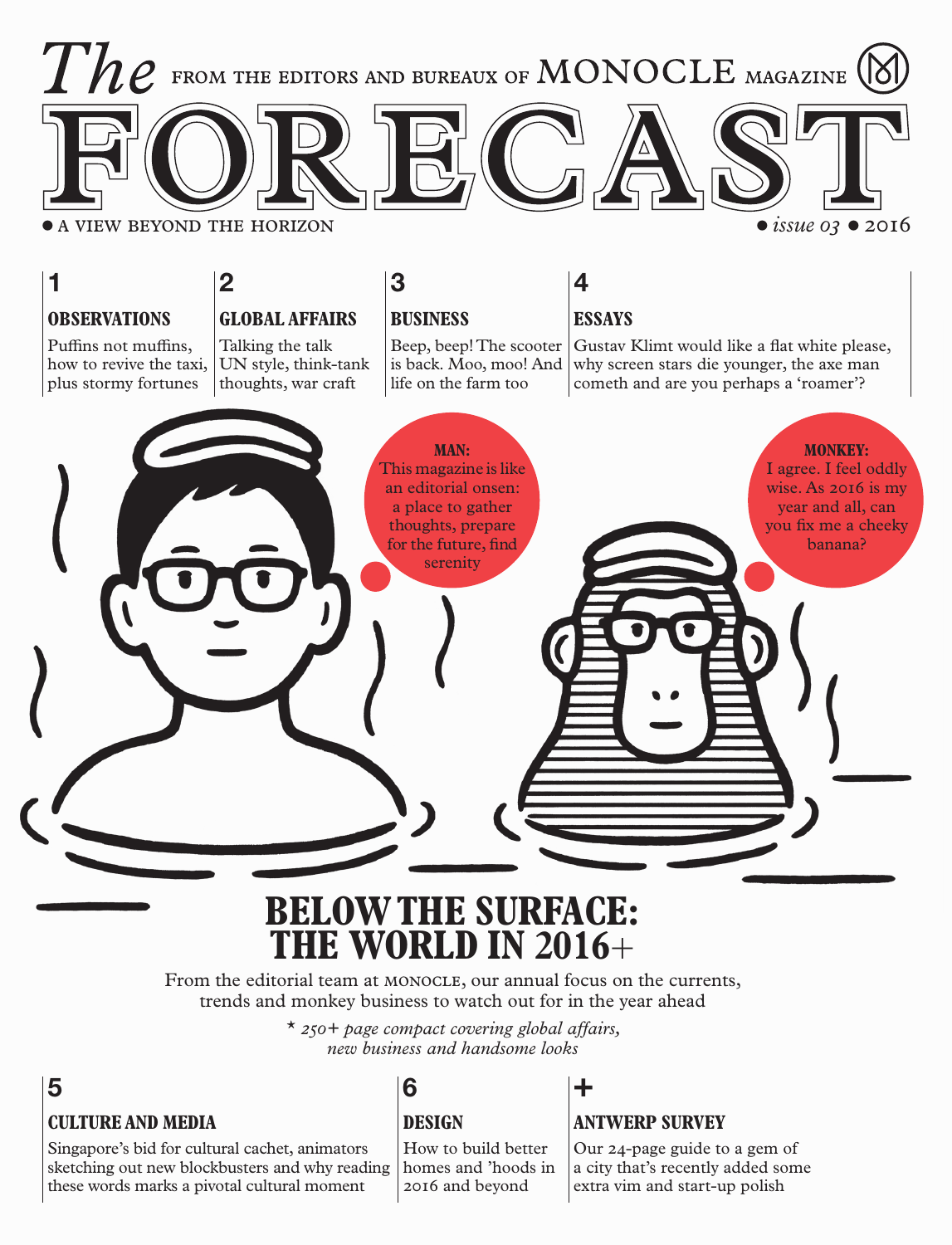# The FORECAST

FROM THE EDITORS AND BUREAUX OF MONOCLE MAGAZINE

● A VIEW BEYOND THE HORIZON

● *issue 03* ● 2016

**1**

## OBSERVATIONS

Puffins not muffins, how to revive the taxi, plus stormy fortunes

**2**

## GLOBAL AFFAIRS

Talking the talk UN style, think-tank thoughts, war craft

**3**

## BUSINESS

Beep, beep! The scooter is back. Moo, moo! And life on the farm too

**4**

## ESSAYS

Gustav Klimt would like a flat white please, why screen stars die younger, the axe man cometh and are you perhaps a 'roamer'?

**MAN:** This magazine is like an editorial onsen: a place to gather thoughts, prepare for the future, find serenity

**MONKEY:** I agree. I feel oddly wise. As 2016 is my year and all, can you fix me a cheeky banana?

# BELOW THE SURFACE: THE WORLD IN 2016+

From the editorial team at MONOCLE, our annual focus on the currents, trends and monkey business to watch out for in the year ahead

\* *250+ page compact covering global affairs, new business and handsome looks*

**5**

## CULTURE AND MEDIA

Singapore's bid for cultural cachet, animators sketching out new blockbusters and why reading these words marks a pivotal cultural moment

**6**

## DESIGN

How to build better homes and 'hoods in 2016 and beyond

**+**

## ANTWERP SURVEY

Our 24-page guide to a gem of a city that's recently added some extra vim and start-up polish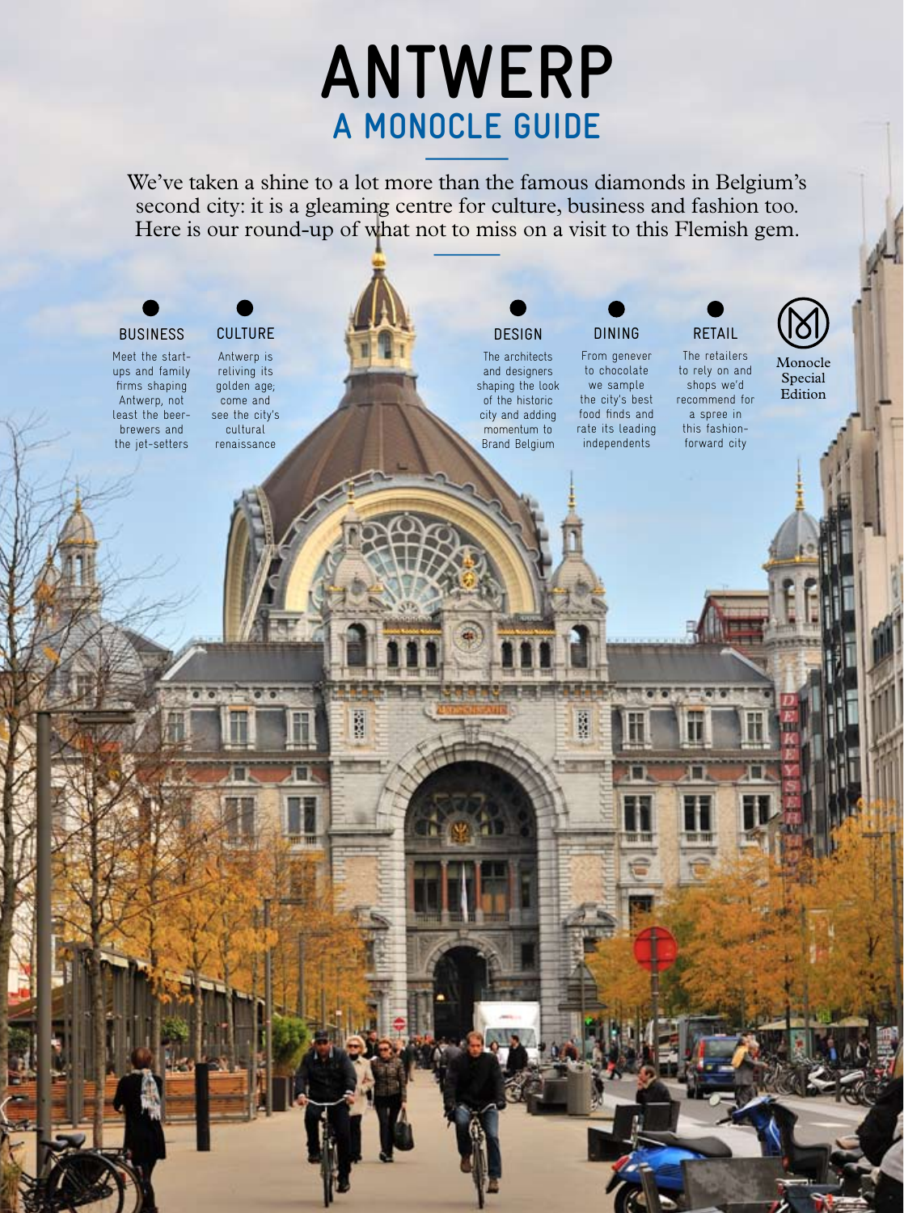# ANTWERP

## A MONOCLE GUIDE

We've taken a shine to a lot more than the famous diamonds in Belgium's second city: it is a gleaming centre for culture, business and fashion too. Here is our round-up of what not to miss on a visit to this Flemish gem.

### BUSINESS

Meet the start-ups and family firms shaping Antwerp, not least the beer-brewers and the jet-setters

### CULTURE

Antwerp is reliving its golden age; come and see the city's cultural renaissance

### DESIGN

The architects and designers shaping the look of the historic city and adding momentum to Brand Belgium

### DINING

From genever to chocolate we sample the city's best food finds and rate its leading independents

### RETAIL

The retailers to rely on and shops we'd recommend for a spree in this fashion-forward city

Monocle Special Edition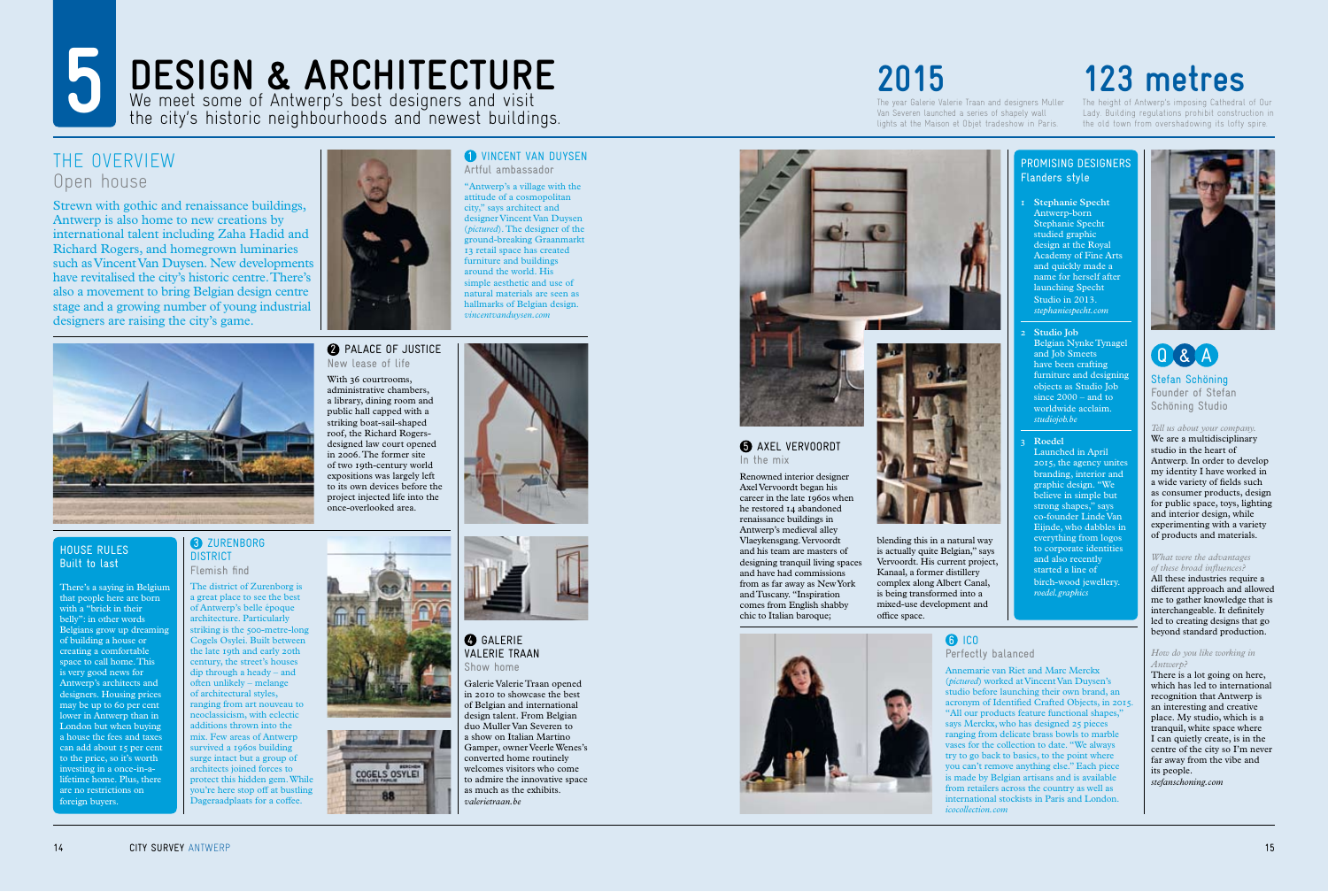# 5 DESIGN & ARCHITECTURE

We meet some of Antwerp's best designers and visit the city's historic neighbourhoods and newest buildings.

## 2015

The year Galerie Valerie Traan and designers Muller Van Severen launched a series of shapely wall lights at the Maison et Objet tradeshow in Paris.

## 123 metres

The height of Antwerp's imposing Cathedral of Our Lady. Building regulations prohibit construction in the old town from overshadowing its lofty spire.

## THE OVERVIEW
### Open house

Strewn with gothic and renaissance buildings, Antwerp is also home to new creations by international talent including Zaha Hadid and Richard Rogers, and homegrown luminaries such as Vincent Van Duysen. New developments have revitalised the city's historic centre. There's also a movement to bring Belgian design centre stage and a growing number of young industrial designers are raising the city's game.

### 1 VINCENT VAN DUYSEN
#### Artful ambassador

"Antwerp's a village with the attitude of a cosmopolitan city," says architect and designer Vincent Van Duysen (*pictured*). The designer of the ground-breaking Graanmarkt 13 retail space has created furniture and buildings around the world. His simple aesthetic and use of natural materials are seen as hallmarks of Belgian design. *vincentvanduysen.com*

### 2 PALACE OF JUSTICE
#### New lease of life

With 36 courtrooms, administrative chambers, a library, dining room and public hall capped with a striking boat-sail-shaped roof, the Richard Rogers-designed law court opened in 2006. The former site of two 19th-century world expositions was largely left to its own devices before the project injected life into the once-overlooked area.

## HOUSE RULES
### Built to last

There's a saying in Belgium that people here are born with a "brick in their belly": in other words Belgians grow up dreaming of building a house or creating a comfortable space to call home. This is very good news for Antwerp's architects and designers. Housing prices may be up to 60 per cent lower in Antwerp than in London but when buying a house the fees and taxes can add about 15 per cent to the price, so it's worth investing in a once-in-a-lifetime home. Plus, there are no restrictions on foreign buyers.

### 3 ZURENBORG DISTRICT
#### Flemish find

The district of Zurenborg is a great place to see the best of Antwerp's belle époque architecture. Particularly striking is the 500-metre-long Cogels Osylei. Built between the late 19th and early 20th century, the street's houses dip through a heady – and often unlikely – melange of architectural styles, ranging from art nouveau to neoclassicism, with eclectic additions thrown into the mix. Few areas of Antwerp survived a 1960s building surge intact but a group of architects joined forces to protect this hidden gem. While you're here stop off at bustling Dageraadplaats for a coffee.

### 4 GALERIE VALERIE TRAAN
#### Show home

Galerie Valerie Traan opened in 2010 to showcase the best of Belgian and international design talent. From Belgian duo Muller Van Severen to a show on Italian Martino Gamper, owner Veerle Wenes's converted home routinely welcomes visitors who come to admire the innovative space as much as the exhibits. *valerietraan.be*

### 5 AXEL VERVOORDT
#### In the mix

Renowned interior designer Axel Vervoordt began his career in the late 1960s when he restored 14 abandoned renaissance buildings in Antwerp's medieval alley Vlaeykensgang. Vervoordt and his team are masters of designing tranquil living spaces and have had commissions from as far away as New York and Tuscany. "Inspiration comes from English shabby chic to Italian baroque; blending this in a natural way is actually quite Belgian," says Vervoordt. His current project, Kanaal, a former distillery complex along Albert Canal, is being transformed into a mixed-use development and office space.

## PROMISING DESIGNERS
### Flanders style

1. **Stephanie Specht**
   Antwerp-born Stephanie Specht studied graphic design at the Royal Academy of Fine Arts and quickly made a name for herself after launching Specht Studio in 2013.
   *stephaniespecht.com*
2. **Studio Job**
   Belgian Nynke Tynagel and Job Smeets have been crafting furniture and designing objects as Studio Job since 2000 – and to worldwide acclaim.
   *studiojob.be*
3. **Roedel**
   Launched in April 2015, the agency unites branding, interior and graphic design. "We believe in simple but strong shapes," says co-founder Linde Van Eijnde, who dabbles in everything from logos to corporate identities and also recently started a line of birch-wood jewellery.
   *roedel.graphics*

### 6 ICO
#### Perfectly balanced

Annemarie van Riet and Marc Merckx (*pictured*) worked at Vincent Van Duysen's studio before launching their own brand, an acronym of Identified Crafted Objects, in 2015. "All our products feature functional shapes," says Merckx, who has designed 25 pieces ranging from delicate brass bowls to marble vases for the collection to date. "We always try to go back to basics, to the point where you can't remove anything else." Each piece is made by Belgian artisans and is available from retailers across the country as well as international stockists in Paris and London. *icocollection.com*

## Q&A
### Stefan Schöning
#### Founder of Stefan Schöning Studio

*Tell us about your company.*
We are a multidisciplinary studio in the heart of Antwerp. In order to develop my identity I have worked in a wide variety of fields such as consumer products, design for public space, toys, lighting and interior design, while experimenting with a variety of products and materials.

*What were the advantages of these broad influences?*
All these industries require a different approach and allowed me to gather knowledge that is interchangeable. It definitely led to creating designs that go beyond standard production.

*How do you like working in Antwerp?*
There is a lot going on here, which has led to international recognition that Antwerp is an interesting and creative place. My studio, which is a tranquil, white space where I can quietly create, is in the centre of the city so I'm never far away from the vibe and its people.
*stefanschoning.com*